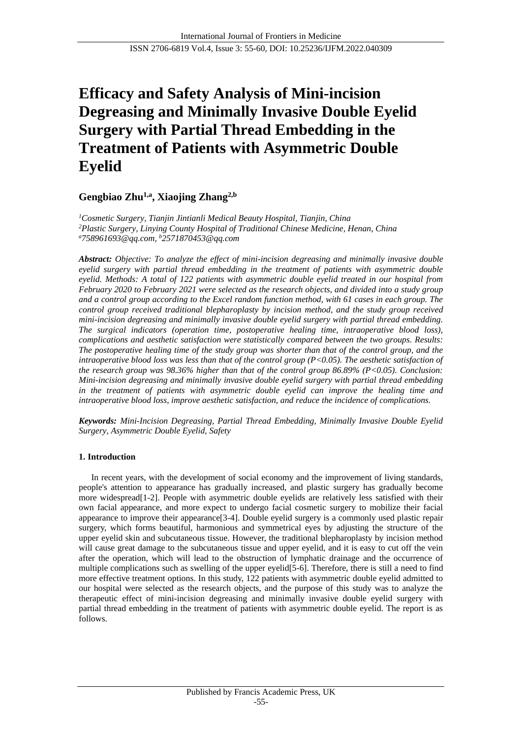# Efficacy and Safety Analysis of Mini-incision Degreasing and Minimally Invasive Double Eyelid Surgery with Partial Thread Embedding in the Treatment of Patients with Asymmetric Double Eyelid

**Gengbiao Zhu[1,a], Xiaojing Zhang[2,b]**

*[1]Cosmetic Surgery, Tianjin Jintianli Medical Beauty Hospital, Tianjin, China*
*[2]Plastic Surgery, Linying County Hospital of Traditional Chinese Medicine, Henan, China*
*[a]758961693@qq.com, [b]2571870453@qq.com*

***Abstract:*** *Objective: To analyze the effect of mini-incision degreasing and minimally invasive double eyelid surgery with partial thread embedding in the treatment of patients with asymmetric double eyelid. Methods: A total of 122 patients with asymmetric double eyelid treated in our hospital from February 2020 to February 2021 were selected as the research objects, and divided into a study group and a control group according to the Excel random function method, with 61 cases in each group. The control group received traditional blepharoplasty by incision method, and the study group received mini-incision degreasing and minimally invasive double eyelid surgery with partial thread embedding. The surgical indicators (operation time, postoperative healing time, intraoperative blood loss), complications and aesthetic satisfaction were statistically compared between the two groups. Results: The postoperative healing time of the study group was shorter than that of the control group, and the intraoperative blood loss was less than that of the control group (P<0.05). The aesthetic satisfaction of the research group was 98.36% higher than that of the control group 86.89% (P<0.05). Conclusion: Mini-incision degreasing and minimally invasive double eyelid surgery with partial thread embedding in the treatment of patients with asymmetric double eyelid can improve the healing time and intraoperative blood loss, improve aesthetic satisfaction, and reduce the incidence of complications.*

***Keywords:*** *Mini-Incision Degreasing, Partial Thread Embedding, Minimally Invasive Double Eyelid Surgery, Asymmetric Double Eyelid, Safety*

## 1. Introduction

In recent years, with the development of social economy and the improvement of living standards, people's attention to appearance has gradually increased, and plastic surgery has gradually become more widespread[1-2]. People with asymmetric double eyelids are relatively less satisfied with their own facial appearance, and more expect to undergo facial cosmetic surgery to mobilize their facial appearance to improve their appearance[3-4]. Double eyelid surgery is a commonly used plastic repair surgery, which forms beautiful, harmonious and symmetrical eyes by adjusting the structure of the upper eyelid skin and subcutaneous tissue. However, the traditional blepharoplasty by incision method will cause great damage to the subcutaneous tissue and upper eyelid, and it is easy to cut off the vein after the operation, which will lead to the obstruction of lymphatic drainage and the occurrence of multiple complications such as swelling of the upper eyelid[5-6]. Therefore, there is still a need to find more effective treatment options. In this study, 122 patients with asymmetric double eyelid admitted to our hospital were selected as the research objects, and the purpose of this study was to analyze the therapeutic effect of mini-incision degreasing and minimally invasive double eyelid surgery with partial thread embedding in the treatment of patients with asymmetric double eyelid. The report is as follows.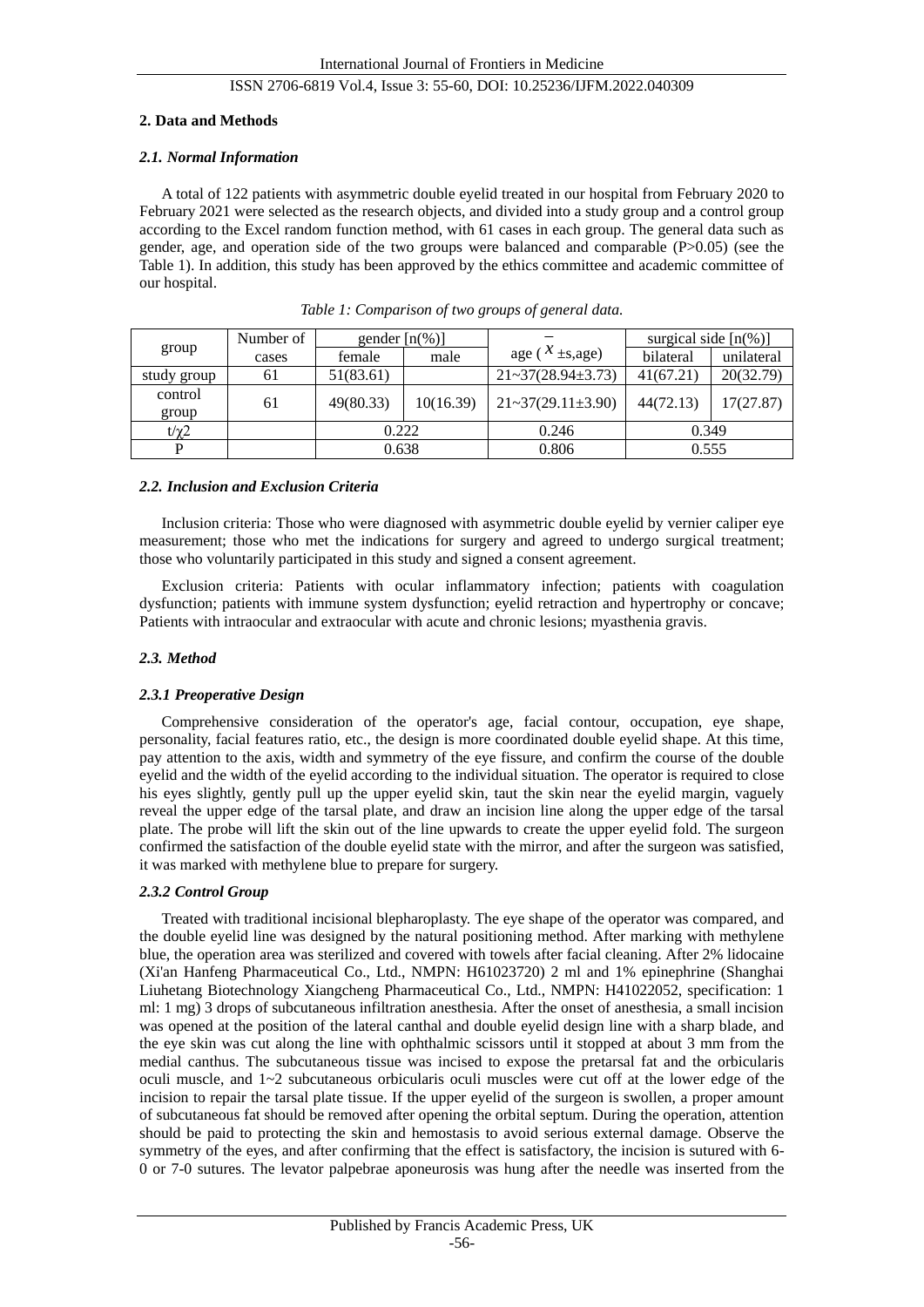## 2. Data and Methods

### *2.1. Normal Information*

A total of 122 patients with asymmetric double eyelid treated in our hospital from February 2020 to February 2021 were selected as the research objects, and divided into a study group and a control group according to the Excel random function method, with 61 cases in each group. The general data such as gender, age, and operation side of the two groups were balanced and comparable (P>0.05) (see the Table 1). In addition, this study has been approved by the ethics committee and academic committee of our hospital.

*Table 1: Comparison of two groups of general data.*

| group | Number of cases | gender [n(%)] | | age ($\bar{x}$ ±s,age) | surgical side [n(%)] | |
|---|---|---|---|---|---|---|
| | | female | male | | bilateral | unilateral |
| study group | 61 | 51(83.61) | | 21~37(28.94±3.73) | 41(67.21) | 20(32.79) |
| control group | 61 | 49(80.33) | 10(16.39) | 21~37(29.11±3.90) | 44(72.13) | 17(27.87) |
| t/χ2 | | 0.222 | | 0.246 | 0.349 | |
| P | | 0.638 | | 0.806 | 0.555 | |

### *2.2. Inclusion and Exclusion Criteria*

Inclusion criteria: Those who were diagnosed with asymmetric double eyelid by vernier caliper eye measurement; those who met the indications for surgery and agreed to undergo surgical treatment; those who voluntarily participated in this study and signed a consent agreement.

Exclusion criteria: Patients with ocular inflammatory infection; patients with coagulation dysfunction; patients with immune system dysfunction; eyelid retraction and hypertrophy or concave; Patients with intraocular and extraocular with acute and chronic lesions; myasthenia gravis.

### *2.3. Method*

#### *2.3.1 Preoperative Design*

Comprehensive consideration of the operator's age, facial contour, occupation, eye shape, personality, facial features ratio, etc., the design is more coordinated double eyelid shape. At this time, pay attention to the axis, width and symmetry of the eye fissure, and confirm the course of the double eyelid and the width of the eyelid according to the individual situation. The operator is required to close his eyes slightly, gently pull up the upper eyelid skin, taut the skin near the eyelid margin, vaguely reveal the upper edge of the tarsal plate, and draw an incision line along the upper edge of the tarsal plate. The probe will lift the skin out of the line upwards to create the upper eyelid fold. The surgeon confirmed the satisfaction of the double eyelid state with the mirror, and after the surgeon was satisfied, it was marked with methylene blue to prepare for surgery.

#### *2.3.2 Control Group*

Treated with traditional incisional blepharoplasty. The eye shape of the operator was compared, and the double eyelid line was designed by the natural positioning method. After marking with methylene blue, the operation area was sterilized and covered with towels after facial cleaning. After 2% lidocaine (Xi'an Hanfeng Pharmaceutical Co., Ltd., NMPN: H61023720) 2 ml and 1% epinephrine (Shanghai Liuhetang Biotechnology Xiangcheng Pharmaceutical Co., Ltd., NMPN: H41022052, specification: 1 ml: 1 mg) 3 drops of subcutaneous infiltration anesthesia. After the onset of anesthesia, a small incision was opened at the position of the lateral canthal and double eyelid design line with a sharp blade, and the eye skin was cut along the line with ophthalmic scissors until it stopped at about 3 mm from the medial canthus. The subcutaneous tissue was incised to expose the pretarsal fat and the orbicularis oculi muscle, and 1~2 subcutaneous orbicularis oculi muscles were cut off at the lower edge of the incision to repair the tarsal plate tissue. If the upper eyelid of the surgeon is swollen, a proper amount of subcutaneous fat should be removed after opening the orbital septum. During the operation, attention should be paid to protecting the skin and hemostasis to avoid serious external damage. Observe the symmetry of the eyes, and after confirming that the effect is satisfactory, the incision is sutured with 6-0 or 7-0 sutures. The levator palpebrae aponeurosis was hung after the needle was inserted from the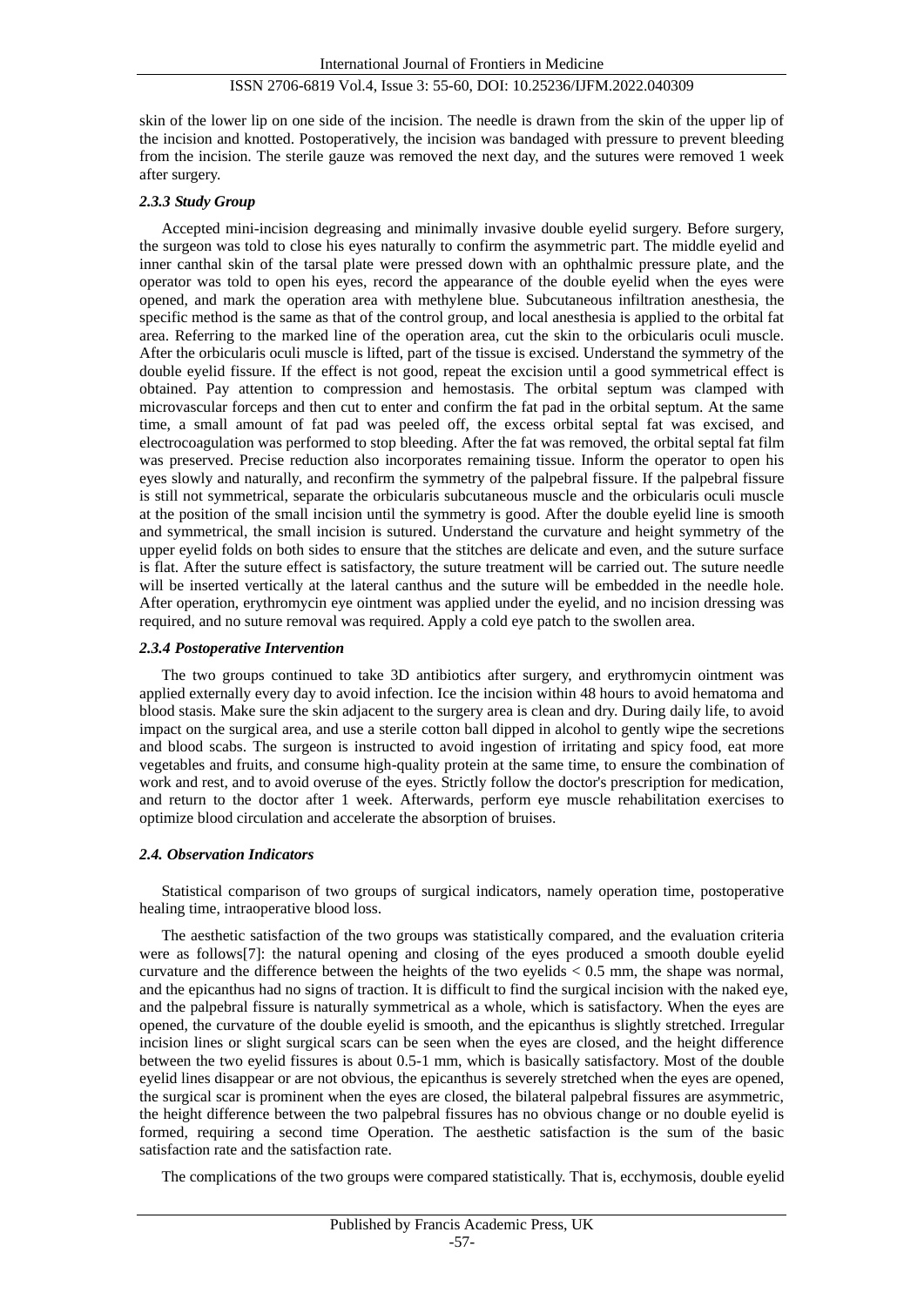skin of the lower lip on one side of the incision. The needle is drawn from the skin of the upper lip of the incision and knotted. Postoperatively, the incision was bandaged with pressure to prevent bleeding from the incision. The sterile gauze was removed the next day, and the sutures were removed 1 week after surgery.

#### *2.3.3 Study Group*

Accepted mini-incision degreasing and minimally invasive double eyelid surgery. Before surgery, the surgeon was told to close his eyes naturally to confirm the asymmetric part. The middle eyelid and inner canthal skin of the tarsal plate were pressed down with an ophthalmic pressure plate, and the operator was told to open his eyes, record the appearance of the double eyelid when the eyes were opened, and mark the operation area with methylene blue. Subcutaneous infiltration anesthesia, the specific method is the same as that of the control group, and local anesthesia is applied to the orbital fat area. Referring to the marked line of the operation area, cut the skin to the orbicularis oculi muscle. After the orbicularis oculi muscle is lifted, part of the tissue is excised. Understand the symmetry of the double eyelid fissure. If the effect is not good, repeat the excision until a good symmetrical effect is obtained. Pay attention to compression and hemostasis. The orbital septum was clamped with microvascular forceps and then cut to enter and confirm the fat pad in the orbital septum. At the same time, a small amount of fat pad was peeled off, the excess orbital septal fat was excised, and electrocoagulation was performed to stop bleeding. After the fat was removed, the orbital septal fat film was preserved. Precise reduction also incorporates remaining tissue. Inform the operator to open his eyes slowly and naturally, and reconfirm the symmetry of the palpebral fissure. If the palpebral fissure is still not symmetrical, separate the orbicularis subcutaneous muscle and the orbicularis oculi muscle at the position of the small incision until the symmetry is good. After the double eyelid line is smooth and symmetrical, the small incision is sutured. Understand the curvature and height symmetry of the upper eyelid folds on both sides to ensure that the stitches are delicate and even, and the suture surface is flat. After the suture effect is satisfactory, the suture treatment will be carried out. The suture needle will be inserted vertically at the lateral canthus and the suture will be embedded in the needle hole. After operation, erythromycin eye ointment was applied under the eyelid, and no incision dressing was required, and no suture removal was required. Apply a cold eye patch to the swollen area.

#### *2.3.4 Postoperative Intervention*

The two groups continued to take 3D antibiotics after surgery, and erythromycin ointment was applied externally every day to avoid infection. Ice the incision within 48 hours to avoid hematoma and blood stasis. Make sure the skin adjacent to the surgery area is clean and dry. During daily life, to avoid impact on the surgical area, and use a sterile cotton ball dipped in alcohol to gently wipe the secretions and blood scabs. The surgeon is instructed to avoid ingestion of irritating and spicy food, eat more vegetables and fruits, and consume high-quality protein at the same time, to ensure the combination of work and rest, and to avoid overuse of the eyes. Strictly follow the doctor's prescription for medication, and return to the doctor after 1 week. Afterwards, perform eye muscle rehabilitation exercises to optimize blood circulation and accelerate the absorption of bruises.

### *2.4. Observation Indicators*

Statistical comparison of two groups of surgical indicators, namely operation time, postoperative healing time, intraoperative blood loss.

The aesthetic satisfaction of the two groups was statistically compared, and the evaluation criteria were as follows[7]: the natural opening and closing of the eyes produced a smooth double eyelid curvature and the difference between the heights of the two eyelids $< 0.5$ mm, the shape was normal, and the epicanthus had no signs of traction. It is difficult to find the surgical incision with the naked eye, and the palpebral fissure is naturally symmetrical as a whole, which is satisfactory. When the eyes are opened, the curvature of the double eyelid is smooth, and the epicanthus is slightly stretched. Irregular incision lines or slight surgical scars can be seen when the eyes are closed, and the height difference between the two eyelid fissures is about 0.5-1 mm, which is basically satisfactory. Most of the double eyelid lines disappear or are not obvious, the epicanthus is severely stretched when the eyes are opened, the surgical scar is prominent when the eyes are closed, the bilateral palpebral fissures are asymmetric, the height difference between the two palpebral fissures has no obvious change or no double eyelid is formed, requiring a second time Operation. The aesthetic satisfaction is the sum of the basic satisfaction rate and the satisfaction rate.

The complications of the two groups were compared statistically. That is, ecchymosis, double eyelid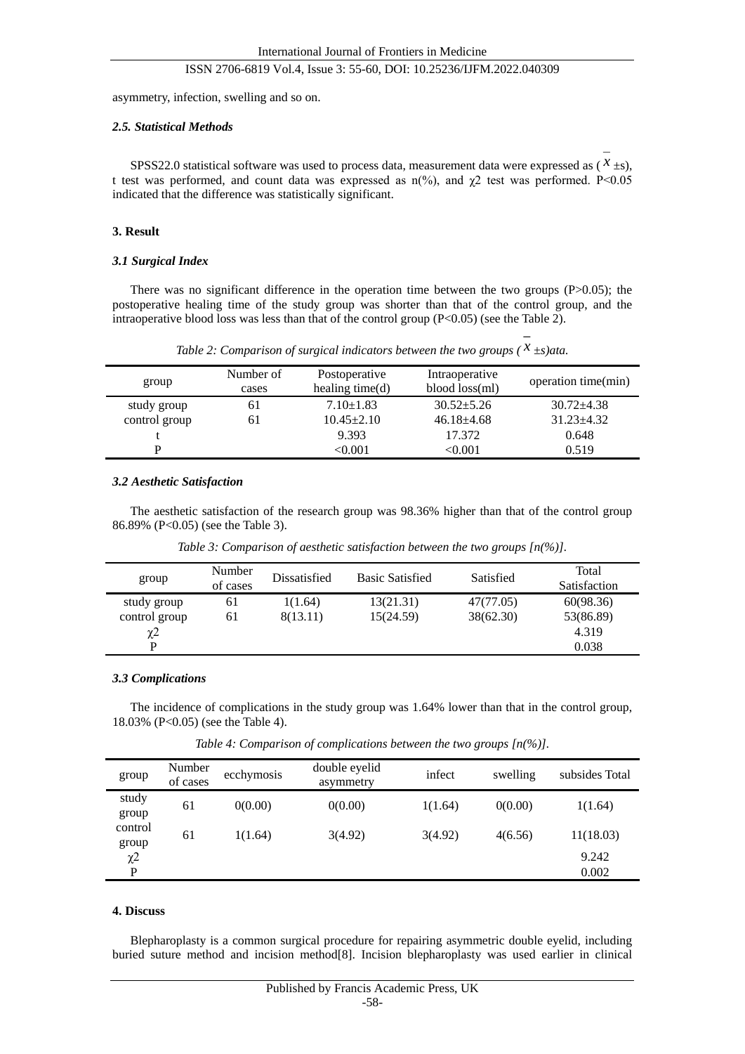asymmetry, infection, swelling and so on.

### *2.5. Statistical Methods*

SPSS22.0 statistical software was used to process data, measurement data were expressed as ($\bar{x}$ ±s), t test was performed, and count data was expressed as n(%), and $\chi 2$ test was performed. P<0.05 indicated that the difference was statistically significant.

## 3. Result

### *3.1 Surgical Index*

There was no significant difference in the operation time between the two groups (P>0.05); the postoperative healing time of the study group was shorter than that of the control group, and the intraoperative blood loss was less than that of the control group (P<0.05) (see the Table 2).

*Table 2: Comparison of surgical indicators between the two groups ($\bar{x}$ ±s)ata.*

| group | Number of cases | Postoperative healing time(d) | Intraoperative blood loss(ml) | operation time(min) |
|---|---|---|---|---|
| study group | 61 | 7.10±1.83 | 30.52±5.26 | 30.72±4.38 |
| control group | 61 | 10.45±2.10 | 46.18±4.68 | 31.23±4.32 |
| t | | 9.393 | 17.372 | 0.648 |
| P | | <0.001 | <0.001 | 0.519 |

### *3.2 Aesthetic Satisfaction*

The aesthetic satisfaction of the research group was 98.36% higher than that of the control group 86.89% (P<0.05) (see the Table 3).

*Table 3: Comparison of aesthetic satisfaction between the two groups [n(%)].*

| group | Number of cases | Dissatisfied | Basic Satisfied | Satisfied | Total Satisfaction |
|---|---|---|---|---|---|
| study group | 61 | 1(1.64) | 13(21.31) | 47(77.05) | 60(98.36) |
| control group | 61 | 8(13.11) | 15(24.59) | 38(62.30) | 53(86.89) |
| $\chi 2$ | | | | | 4.319 |
| P | | | | | 0.038 |

### *3.3 Complications*

The incidence of complications in the study group was 1.64% lower than that in the control group, 18.03% (P<0.05) (see the Table 4).

*Table 4: Comparison of complications between the two groups [n(%)].*

| group | Number of cases | ecchymosis | double eyelid asymmetry | infect | swelling | subsides Total |
|---|---|---|---|---|---|---|
| study group | 61 | 0(0.00) | 0(0.00) | 1(1.64) | 0(0.00) | 1(1.64) |
| control group | 61 | 1(1.64) | 3(4.92) | 3(4.92) | 4(6.56) | 11(18.03) |
| $\chi 2$ | | | | | | 9.242 |
| P | | | | | | 0.002 |

## 4. Discuss

Blepharoplasty is a common surgical procedure for repairing asymmetric double eyelid, including buried suture method and incision method[8]. Incision blepharoplasty was used earlier in clinical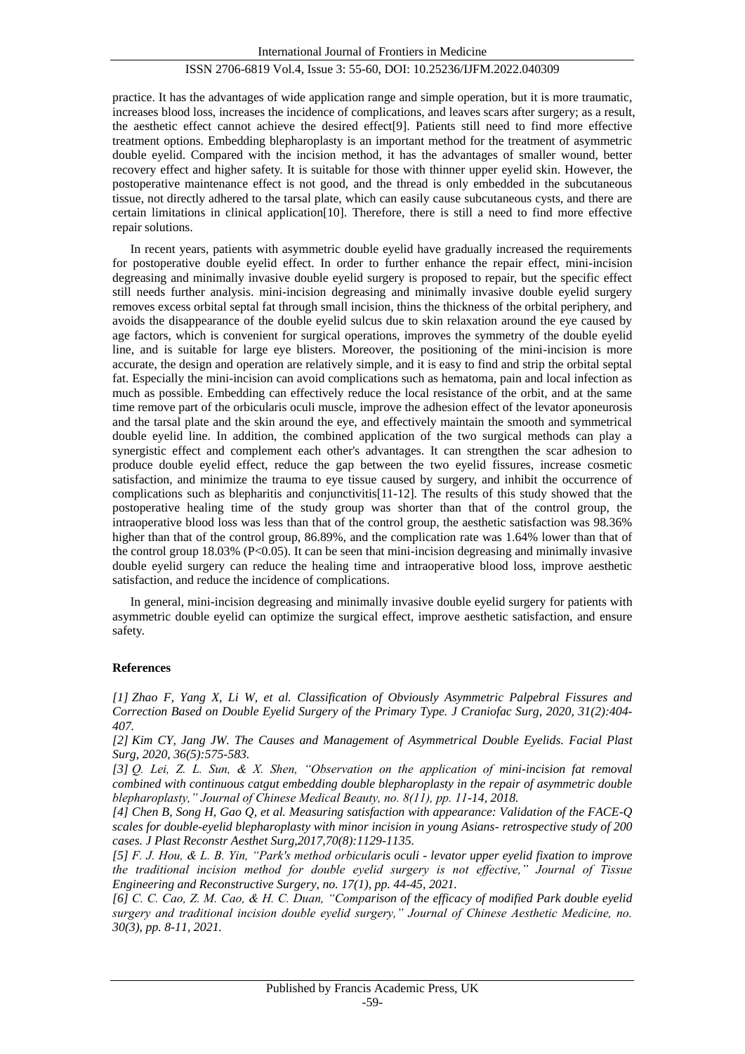practice. It has the advantages of wide application range and simple operation, but it is more traumatic, increases blood loss, increases the incidence of complications, and leaves scars after surgery; as a result, the aesthetic effect cannot achieve the desired effect[9]. Patients still need to find more effective treatment options. Embedding blepharoplasty is an important method for the treatment of asymmetric double eyelid. Compared with the incision method, it has the advantages of smaller wound, better recovery effect and higher safety. It is suitable for those with thinner upper eyelid skin. However, the postoperative maintenance effect is not good, and the thread is only embedded in the subcutaneous tissue, not directly adhered to the tarsal plate, which can easily cause subcutaneous cysts, and there are certain limitations in clinical application[10]. Therefore, there is still a need to find more effective repair solutions.

In recent years, patients with asymmetric double eyelid have gradually increased the requirements for postoperative double eyelid effect. In order to further enhance the repair effect, mini-incision degreasing and minimally invasive double eyelid surgery is proposed to repair, but the specific effect still needs further analysis. mini-incision degreasing and minimally invasive double eyelid surgery removes excess orbital septal fat through small incision, thins the thickness of the orbital periphery, and avoids the disappearance of the double eyelid sulcus due to skin relaxation around the eye caused by age factors, which is convenient for surgical operations, improves the symmetry of the double eyelid line, and is suitable for large eye blisters. Moreover, the positioning of the mini-incision is more accurate, the design and operation are relatively simple, and it is easy to find and strip the orbital septal fat. Especially the mini-incision can avoid complications such as hematoma, pain and local infection as much as possible. Embedding can effectively reduce the local resistance of the orbit, and at the same time remove part of the orbicularis oculi muscle, improve the adhesion effect of the levator aponeurosis and the tarsal plate and the skin around the eye, and effectively maintain the smooth and symmetrical double eyelid line. In addition, the combined application of the two surgical methods can play a synergistic effect and complement each other's advantages. It can strengthen the scar adhesion to produce double eyelid effect, reduce the gap between the two eyelid fissures, increase cosmetic satisfaction, and minimize the trauma to eye tissue caused by surgery, and inhibit the occurrence of complications such as blepharitis and conjunctivitis[11-12]. The results of this study showed that the postoperative healing time of the study group was shorter than that of the control group, the intraoperative blood loss was less than that of the control group, the aesthetic satisfaction was 98.36% higher than that of the control group, 86.89%, and the complication rate was 1.64% lower than that of the control group 18.03% ($P<0.05$). It can be seen that mini-incision degreasing and minimally invasive double eyelid surgery can reduce the healing time and intraoperative blood loss, improve aesthetic satisfaction, and reduce the incidence of complications.

In general, mini-incision degreasing and minimally invasive double eyelid surgery for patients with asymmetric double eyelid can optimize the surgical effect, improve aesthetic satisfaction, and ensure safety.

## References

*[1] Zhao F, Yang X, Li W, et al. Classification of Obviously Asymmetric Palpebral Fissures and Correction Based on Double Eyelid Surgery of the Primary Type. J Craniofac Surg, 2020, 31(2):404-407.*

*[2] Kim CY, Jang JW. The Causes and Management of Asymmetrical Double Eyelids. Facial Plast Surg, 2020, 36(5):575-583.*

*[3] Q. Lei, Z. L. Sun, & X. Shen, "Observation on the application of mini-incision fat removal combined with continuous catgut embedding double blepharoplasty in the repair of asymmetric double blepharoplasty," Journal of Chinese Medical Beauty, no. 8(11), pp. 11-14, 2018.*

*[4] Chen B, Song H, Gao Q, et al. Measuring satisfaction with appearance: Validation of the FACE-Q scales for double-eyelid blepharoplasty with minor incision in young Asians- retrospective study of 200 cases. J Plast Reconstr Aesthet Surg,2017,70(8):1129-1135.*

*[5] F. J. Hou, & L. B. Yin, "Park's method orbicularis oculi - levator upper eyelid fixation to improve the traditional incision method for double eyelid surgery is not effective," Journal of Tissue Engineering and Reconstructive Surgery, no. 17(1), pp. 44-45, 2021.*

*[6] C. C. Cao, Z. M. Cao, & H. C. Duan, "Comparison of the efficacy of modified Park double eyelid surgery and traditional incision double eyelid surgery," Journal of Chinese Aesthetic Medicine, no. 30(3), pp. 8-11, 2021.*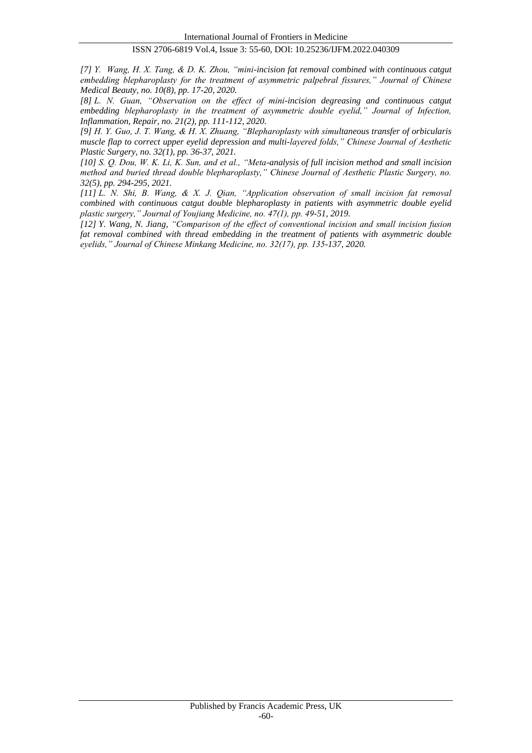*[7] Y. Wang, H. X. Tang, & D. K. Zhou, "mini-incision fat removal combined with continuous catgut embedding blepharoplasty for the treatment of asymmetric palpebral fissures," Journal of Chinese Medical Beauty, no. 10(8), pp. 17-20, 2020.*

*[8] L. N. Guan, "Observation on the effect of mini-incision degreasing and continuous catgut embedding blepharoplasty in the treatment of asymmetric double eyelid," Journal of Infection, Inflammation, Repair, no. 21(2), pp. 111-112, 2020.*

*[9] H. Y. Guo, J. T. Wang, & H. X. Zhuang, "Blepharoplasty with simultaneous transfer of orbicularis muscle flap to correct upper eyelid depression and multi-layered folds," Chinese Journal of Aesthetic Plastic Surgery, no. 32(1), pp. 36-37, 2021.*

*[10] S. Q. Dou, W. K. Li, K. Sun, and et al., "Meta-analysis of full incision method and small incision method and buried thread double blepharoplasty," Chinese Journal of Aesthetic Plastic Surgery, no. 32(5), pp. 294-295, 2021.*

*[11] L. N. Shi, B. Wang, & X. J. Qian, "Application observation of small incision fat removal combined with continuous catgut double blepharoplasty in patients with asymmetric double eyelid plastic surgery," Journal of Youjiang Medicine, no. 47(1), pp. 49-51, 2019.*

*[12] Y. Wang, N. Jiang, "Comparison of the effect of conventional incision and small incision fusion fat removal combined with thread embedding in the treatment of patients with asymmetric double eyelids," Journal of Chinese Minkang Medicine, no. 32(17), pp. 135-137, 2020.*